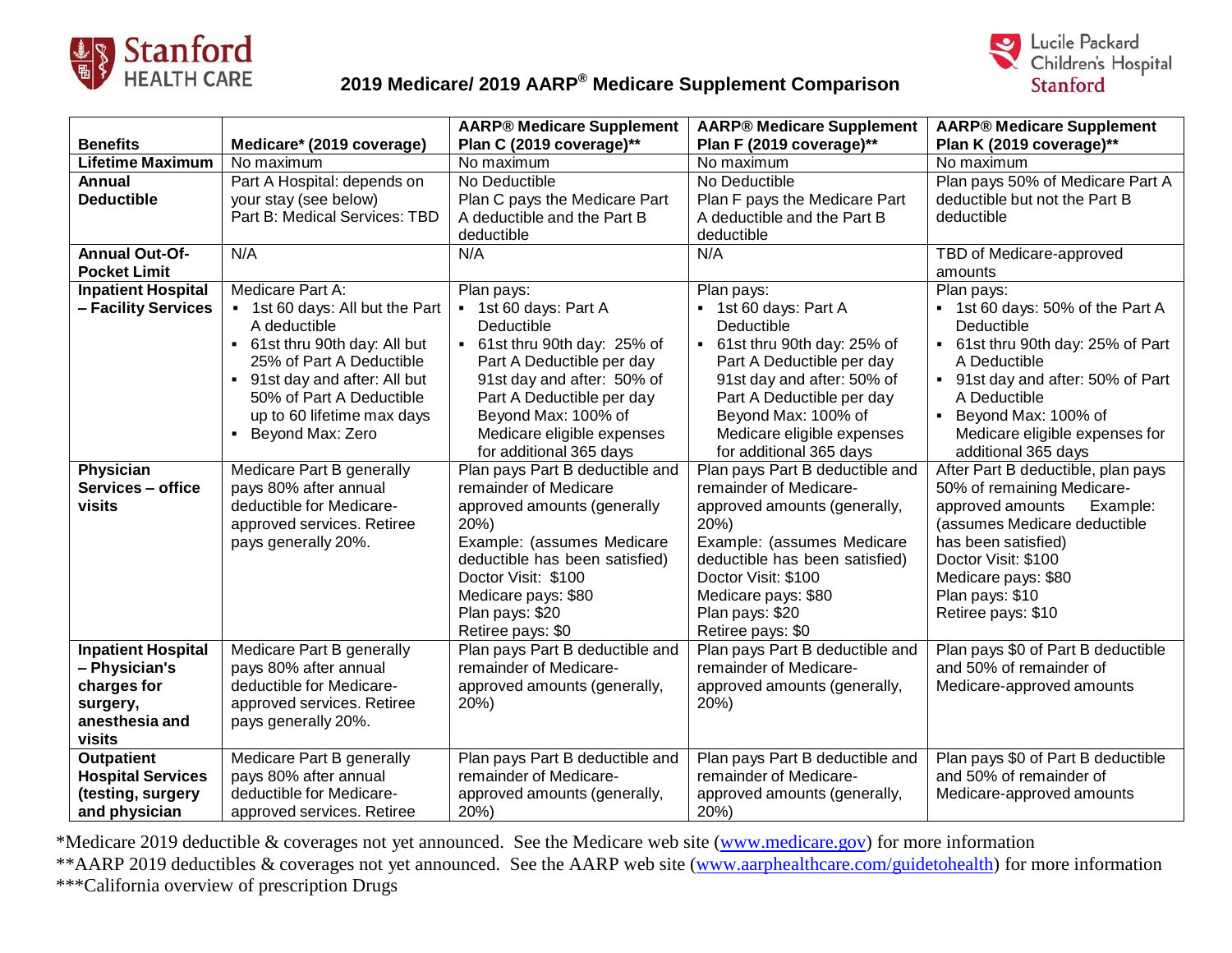# 2019 Medicare/ 2019 AARP® Medicare Supplement Comparison

| Benefits | Medicare* (2019 coverage) | AARP® Medicare Supplement Plan C (2019 coverage)** | AARP® Medicare Supplement Plan F (2019 coverage)** | AARP® Medicare Supplement Plan K (2019 coverage)** |
|---|---|---|---|---|
| **Lifetime Maximum** | No maximum | No maximum | No maximum | No maximum |
| **Annual Deductible** | Part A Hospital: depends on your stay (see below)<br>Part B: Medical Services: TBD | No Deductible<br>Plan C pays the Medicare Part A deductible and the Part B deductible | No Deductible<br>Plan F pays the Medicare Part A deductible and the Part B deductible | Plan pays 50% of Medicare Part A deductible but not the Part B deductible |
| **Annual Out-Of-Pocket Limit** | N/A | N/A | N/A | TBD of Medicare-approved amounts |
| **Inpatient Hospital – Facility Services** | Medicare Part A:<br>▪ 1st 60 days: All but the Part A deductible<br>▪ 61st thru 90th day: All but 25% of Part A Deductible<br>▪ 91st day and after: All but 50% of Part A Deductible up to 60 lifetime max days<br>▪ Beyond Max: Zero | Plan pays:<br>▪ 1st 60 days: Part A Deductible<br>▪ 61st thru 90th day: 25% of Part A Deductible per day 91st day and after: 50% of Part A Deductible per day Beyond Max: 100% of Medicare eligible expenses for additional 365 days | Plan pays:<br>▪ 1st 60 days: Part A Deductible<br>▪ 61st thru 90th day: 25% of Part A Deductible per day 91st day and after: 50% of Part A Deductible per day Beyond Max: 100% of Medicare eligible expenses for additional 365 days | Plan pays:<br>▪ 1st 60 days: 50% of the Part A Deductible<br>▪ 61st thru 90th day: 25% of Part A Deductible<br>▪ 91st day and after: 50% of Part A Deductible<br>▪ Beyond Max: 100% of Medicare eligible expenses for additional 365 days |
| **Physician Services – office visits** | Medicare Part B generally pays 80% after annual deductible for Medicare-approved services. Retiree pays generally 20%. | Plan pays Part B deductible and remainder of Medicare approved amounts (generally 20%)<br>Example: (assumes Medicare deductible has been satisfied)<br>Doctor Visit: $100<br>Medicare pays: $80<br>Plan pays: $20<br>Retiree pays: $0 | Plan pays Part B deductible and remainder of Medicare-approved amounts (generally, 20%)<br>Example: (assumes Medicare deductible has been satisfied)<br>Doctor Visit: $100<br>Medicare pays: $80<br>Plan pays: $20<br>Retiree pays: $0 | After Part B deductible, plan pays 50% of remaining Medicare-approved amounts Example: (assumes Medicare deductible has been satisfied)<br>Doctor Visit: $100<br>Medicare pays: $80<br>Plan pays: $10<br>Retiree pays: $10 |
| **Inpatient Hospital – Physician's charges for surgery, anesthesia and visits** | Medicare Part B generally pays 80% after annual deductible for Medicare-approved services. Retiree pays generally 20%. | Plan pays Part B deductible and remainder of Medicare-approved amounts (generally, 20%) | Plan pays Part B deductible and remainder of Medicare-approved amounts (generally, 20%) | Plan pays $0 of Part B deductible and 50% of remainder of Medicare-approved amounts |
| **Outpatient Hospital Services (testing, surgery and physician** | Medicare Part B generally pays 80% after annual deductible for Medicare-approved services. Retiree | Plan pays Part B deductible and remainder of Medicare-approved amounts (generally, 20%) | Plan pays Part B deductible and remainder of Medicare-approved amounts (generally, 20%) | Plan pays $0 of Part B deductible and 50% of remainder of Medicare-approved amounts |

*Medicare 2019 deductible & coverages not yet announced. See the Medicare web site (www.medicare.gov) for more information

**AARP 2019 deductibles & coverages not yet announced. See the AARP web site (www.aarphealthcare.com/guidetohealth) for more information

***California overview of prescription Drugs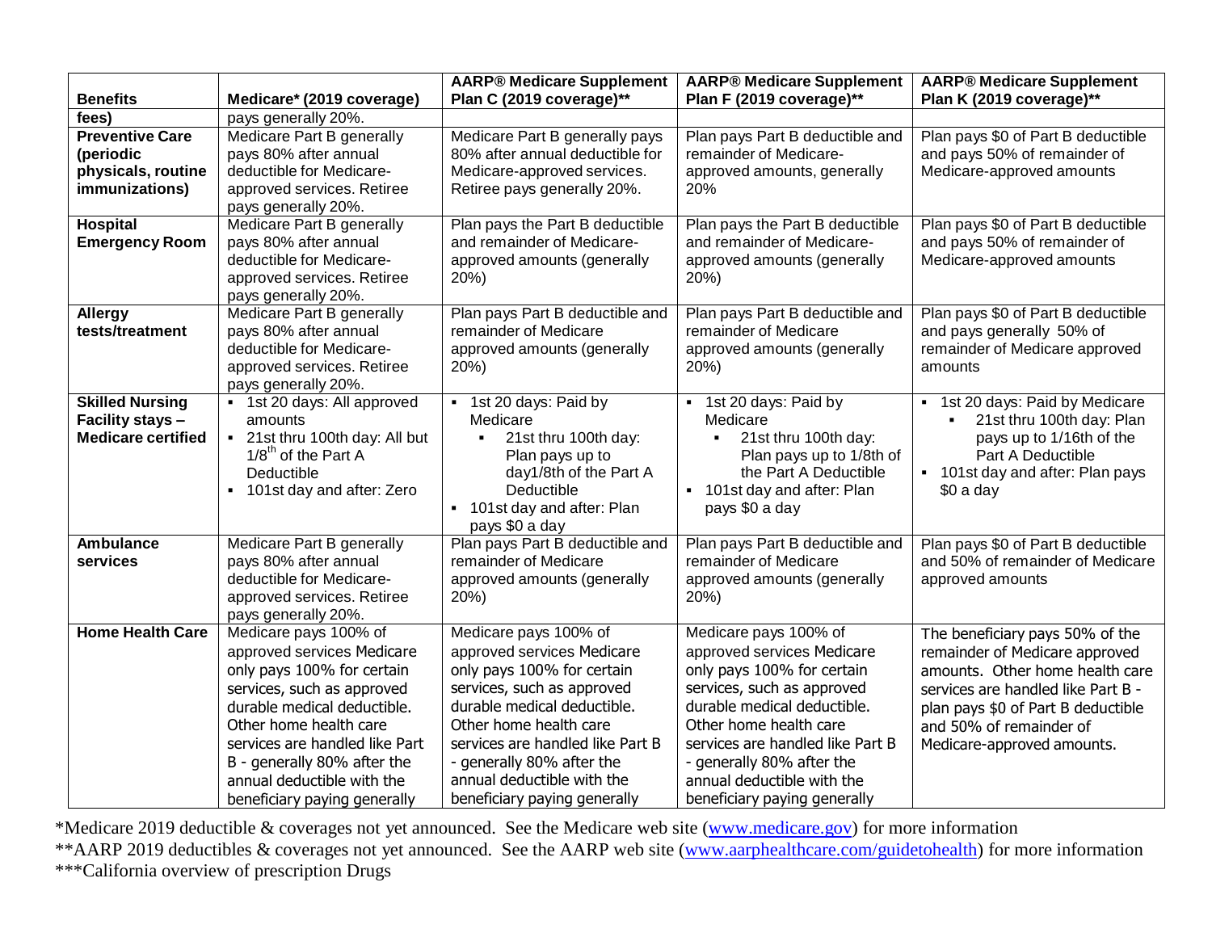| Benefits | Medicare* (2019 coverage) | AARP® Medicare Supplement Plan C (2019 coverage)** | AARP® Medicare Supplement Plan F (2019 coverage)** | AARP® Medicare Supplement Plan K (2019 coverage)** |
|---|---|---|---|---|
| **fees)** | pays generally 20%. | | | |
| **Preventive Care (periodic physicals, routine immunizations)** | Medicare Part B generally pays 80% after annual deductible for Medicare-approved services. Retiree pays generally 20%. | Medicare Part B generally pays 80% after annual deductible for Medicare-approved services. Retiree pays generally 20%. | Plan pays Part B deductible and remainder of Medicare-approved amounts, generally 20% | Plan pays $0 of Part B deductible and pays 50% of remainder of Medicare-approved amounts |
| **Hospital Emergency Room** | Medicare Part B generally pays 80% after annual deductible for Medicare-approved services. Retiree pays generally 20%. | Plan pays the Part B deductible and remainder of Medicare-approved amounts (generally 20%) | Plan pays the Part B deductible and remainder of Medicare-approved amounts (generally 20%) | Plan pays $0 of Part B deductible and pays 50% of remainder of Medicare-approved amounts |
| **Allergy tests/treatment** | Medicare Part B generally pays 80% after annual deductible for Medicare-approved services. Retiree pays generally 20%. | Plan pays Part B deductible and remainder of Medicare approved amounts (generally 20%) | Plan pays Part B deductible and remainder of Medicare approved amounts (generally 20%) | Plan pays $0 of Part B deductible and pays generally 50% of remainder of Medicare approved amounts |
| **Skilled Nursing Facility stays – Medicare certified** | ▪ 1st 20 days: All approved amounts<br>▪ 21st thru 100th day: All but 1/8th of the Part A Deductible<br>▪ 101st day and after: Zero | ▪ 1st 20 days: Paid by Medicare<br>▪ 21st thru 100th day: Plan pays up to day1/8th of the Part A Deductible<br>▪ 101st day and after: Plan pays $0 a day | ▪ 1st 20 days: Paid by Medicare<br>▪ 21st thru 100th day: Plan pays up to 1/8th of the Part A Deductible<br>▪ 101st day and after: Plan pays $0 a day | ▪ 1st 20 days: Paid by Medicare<br>▪ 21st thru 100th day: Plan pays up to 1/16th of the Part A Deductible<br>▪ 101st day and after: Plan pays $0 a day |
| **Ambulance services** | Medicare Part B generally pays 80% after annual deductible for Medicare-approved services. Retiree pays generally 20%. | Plan pays Part B deductible and remainder of Medicare approved amounts (generally 20%) | Plan pays Part B deductible and remainder of Medicare approved amounts (generally 20%) | Plan pays $0 of Part B deductible and 50% of remainder of Medicare approved amounts |
| **Home Health Care** | Medicare pays 100% of approved services Medicare only pays 100% for certain services, such as approved durable medical deductible. Other home health care services are handled like Part B - generally 80% after the annual deductible with the beneficiary paying generally | Medicare pays 100% of approved services Medicare only pays 100% for certain services, such as approved durable medical deductible. Other home health care services are handled like Part B - generally 80% after the annual deductible with the beneficiary paying generally | Medicare pays 100% of approved services Medicare only pays 100% for certain services, such as approved durable medical deductible. Other home health care services are handled like Part B - generally 80% after the annual deductible with the beneficiary paying generally | The beneficiary pays 50% of the remainder of Medicare approved amounts. Other home health care services are handled like Part B - plan pays $0 of Part B deductible and 50% of remainder of Medicare-approved amounts. |

*Medicare 2019 deductible & coverages not yet announced. See the Medicare web site (www.medicare.gov) for more information

**AARP 2019 deductibles & coverages not yet announced. See the AARP web site (www.aarphealthcare.com/guidetohealth) for more information

***California overview of prescription Drugs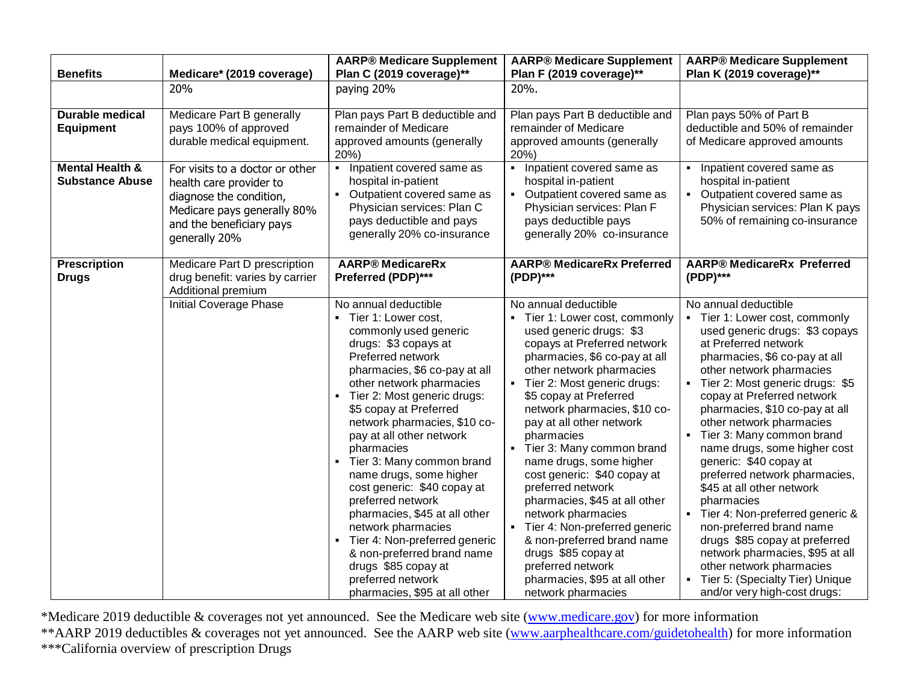| Benefits | Medicare* (2019 coverage) | AARP® Medicare Supplement Plan C (2019 coverage)** | AARP® Medicare Supplement Plan F (2019 coverage)** | AARP® Medicare Supplement Plan K (2019 coverage)** |
|---|---|---|---|---|
| | 20% | paying 20% | 20%. | |
| **Durable medical Equipment** | Medicare Part B generally pays 100% of approved durable medical equipment. | Plan pays Part B deductible and remainder of Medicare approved amounts (generally 20%) | Plan pays Part B deductible and remainder of Medicare approved amounts (generally 20%) | Plan pays 50% of Part B deductible and 50% of remainder of Medicare approved amounts |
| **Mental Health & Substance Abuse** | For visits to a doctor or other health care provider to diagnose the condition, Medicare pays generally 80% and the beneficiary pays generally 20% | ▪ Inpatient covered same as hospital in-patient<br>▪ Outpatient covered same as Physician services: Plan C pays deductible and pays generally 20% co-insurance | ▪ Inpatient covered same as hospital in-patient<br>▪ Outpatient covered same as Physician services: Plan F pays deductible pays generally 20% co-insurance | ▪ Inpatient covered same as hospital in-patient<br>▪ Outpatient covered same as Physician services: Plan K pays 50% of remaining co-insurance |
| **Prescription Drugs** | Medicare Part D prescription drug benefit: varies by carrier Additional premium | **AARP® MedicareRx Preferred (PDP)*** ** | **AARP® MedicareRx Preferred (PDP)*** ** | **AARP® MedicareRx Preferred (PDP)*** ** |
| | Initial Coverage Phase | No annual deductible<br>▪ Tier 1: Lower cost, commonly used generic drugs: $3 copays at Preferred network pharmacies, $6 co-pay at all other network pharmacies<br>▪ Tier 2: Most generic drugs: $5 copay at Preferred network pharmacies, $10 co-pay at all other network pharmacies<br>▪ Tier 3: Many common brand name drugs, some higher cost generic: $40 copay at preferred network pharmacies, $45 at all other network pharmacies<br>▪ Tier 4: Non-preferred generic & non-preferred brand name drugs $85 copay at preferred network pharmacies, $95 at all other | No annual deductible<br>▪ Tier 1: Lower cost, commonly used generic drugs: $3 copays at Preferred network pharmacies, $6 co-pay at all other network pharmacies<br>▪ Tier 2: Most generic drugs: $5 copay at Preferred network pharmacies, $10 co-pay at all other network pharmacies<br>▪ Tier 3: Many common brand name drugs, some higher cost generic: $40 copay at preferred network pharmacies, $45 at all other network pharmacies<br>▪ Tier 4: Non-preferred generic & non-preferred brand name drugs $85 copay at preferred network pharmacies, $95 at all other network pharmacies | No annual deductible<br>▪ Tier 1: Lower cost, commonly used generic drugs: $3 copays at Preferred network pharmacies, $6 co-pay at all other network pharmacies<br>▪ Tier 2: Most generic drugs: $5 copay at Preferred network pharmacies, $10 co-pay at all other network pharmacies<br>▪ Tier 3: Many common brand name drugs, some higher cost generic: $40 copay at preferred network pharmacies, $45 at all other network pharmacies<br>▪ Tier 4: Non-preferred generic & non-preferred brand name drugs $85 copay at preferred network pharmacies, $95 at all other network pharmacies<br>▪ Tier 5: (Specialty Tier) Unique and/or very high-cost drugs: |

*Medicare 2019 deductible & coverages not yet announced. See the Medicare web site (www.medicare.gov) for more information

**AARP 2019 deductibles & coverages not yet announced. See the AARP web site (www.aarphealthcare.com/guidetohealth) for more information

***California overview of prescription Drugs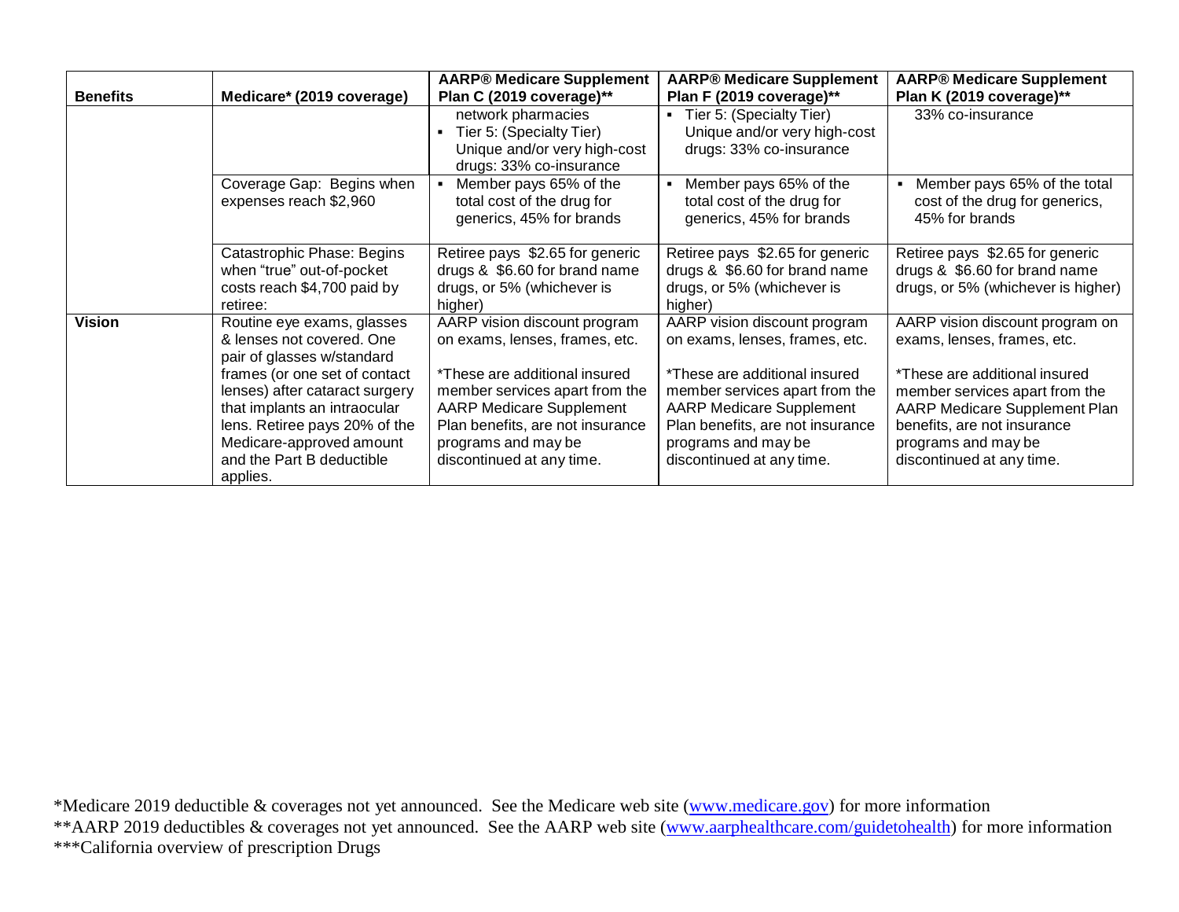| Benefits | Medicare* (2019 coverage) | AARP® Medicare Supplement Plan C (2019 coverage)** | AARP® Medicare Supplement Plan F (2019 coverage)** | AARP® Medicare Supplement Plan K (2019 coverage)** |
|---|---|---|---|---|
| | | network pharmacies<br>▪ Tier 5: (Specialty Tier) Unique and/or very high-cost drugs: 33% co-insurance | ▪ Tier 5: (Specialty Tier) Unique and/or very high-cost drugs: 33% co-insurance | 33% co-insurance |
| | Coverage Gap: Begins when expenses reach $2,960 | ▪ Member pays 65% of the total cost of the drug for generics, 45% for brands | ▪ Member pays 65% of the total cost of the drug for generics, 45% for brands | ▪ Member pays 65% of the total cost of the drug for generics, 45% for brands |
| | Catastrophic Phase: Begins when "true" out-of-pocket costs reach $4,700 paid by retiree: | Retiree pays $2.65 for generic drugs & $6.60 for brand name drugs, or 5% (whichever is higher) | Retiree pays $2.65 for generic drugs & $6.60 for brand name drugs, or 5% (whichever is higher) | Retiree pays $2.65 for generic drugs & $6.60 for brand name drugs, or 5% (whichever is higher) |
| **Vision** | Routine eye exams, glasses & lenses not covered. One pair of glasses w/standard frames (or one set of contact lenses) after cataract surgery that implants an intraocular lens. Retiree pays 20% of the Medicare-approved amount and the Part B deductible applies. | AARP vision discount program on exams, lenses, frames, etc.<br><br>*These are additional insured member services apart from the AARP Medicare Supplement Plan benefits, are not insurance programs and may be discontinued at any time. | AARP vision discount program on exams, lenses, frames, etc.<br><br>*These are additional insured member services apart from the AARP Medicare Supplement Plan benefits, are not insurance programs and may be discontinued at any time. | AARP vision discount program on exams, lenses, frames, etc.<br><br>*These are additional insured member services apart from the AARP Medicare Supplement Plan benefits, are not insurance programs and may be discontinued at any time. |

*Medicare 2019 deductible & coverages not yet announced. See the Medicare web site (www.medicare.gov) for more information

**AARP 2019 deductibles & coverages not yet announced. See the AARP web site (www.aarphealthcare.com/guidetohealth) for more information

***California overview of prescription Drugs